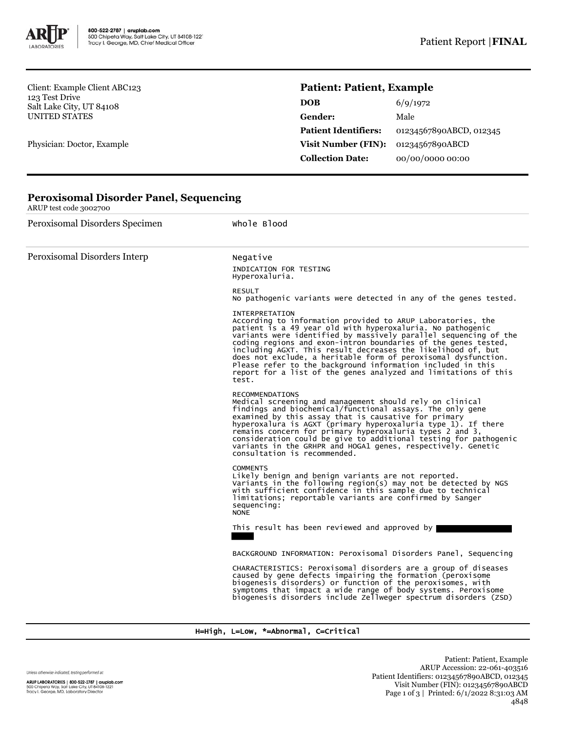Patient Report | **FINAL**

Client: Example Client ABC123
123 Test Drive
Salt Lake City, UT 84108
UNITED STATES

Physician: Doctor, Example

## Patient: Patient, Example

| | |
|---|---|
| **DOB** | 6/9/1972 |
| **Gender:** | Male |
| **Patient Identifiers:** | 01234567890ABCD, 012345 |
| **Visit Number (FIN):** | 01234567890ABCD |
| **Collection Date:** | 00/00/0000 00:00 |

## Peroxisomal Disorder Panel, Sequencing

ARUP test code 3002700

**Peroxisomal Disorders Specimen**

Whole Blood

**Peroxisomal Disorders Interp**

Negative

INDICATION FOR TESTING
Hyperoxaluria.

RESULT
No pathogenic variants were detected in any of the genes tested.

INTERPRETATION
According to information provided to ARUP Laboratories, the patient is a 49 year old with hyperoxaluria. No pathogenic variants were identified by massively parallel sequencing of the coding regions and exon-intron boundaries of the genes tested, including AGXT. This result decreases the likelihood of, but does not exclude, a heritable form of peroxisomal dysfunction. Please refer to the background information included in this report for a list of the genes analyzed and limitations of this test.

RECOMMENDATIONS
Medical screening and management should rely on clinical findings and biochemical/functional assays. The only gene examined by this assay that is causative for primary hyperoxalura is AGXT (primary hyperoxaluria type 1). If there remains concern for primary hyperoxaluria types 2 and 3, consideration could be give to additional testing for pathogenic variants in the GRHPR and HOGA1 genes, respectively. Genetic consultation is recommended.

COMMENTS
Likely benign and benign variants are not reported.
Variants in the following region(s) may not be detected by NGS with sufficient confidence in this sample due to technical limitations; reportable variants are confirmed by Sanger sequencing:
NONE

This result has been reviewed and approved by [REDACTED]

BACKGROUND INFORMATION: Peroxisomal Disorders Panel, Sequencing

CHARACTERISTICS: Peroxisomal disorders are a group of diseases caused by gene defects impairing the formation (peroxisome biogenesis disorders) or function of the peroxisomes, with symptoms that impact a wide range of body systems. Peroxisome biogenesis disorders include Zellweger spectrum disorders (ZSD)

H=High, L=Low, *=Abnormal, C=Critical

Unless otherwise indicated, testing performed at:
ARUP LABORATORIES | 800-522-2787 | aruplab.com
500 Chipeta Way, Salt Lake City, UT 84108-1221
Tracy I. George, MD, Laboratory Director

Patient: Patient, Example
ARUP Accession: 22-061-403516
Patient Identifiers: 01234567890ABCD, 012345
Visit Number (FIN): 01234567890ABCD
Printed: 6/1/2022 8:31:03 AM
4848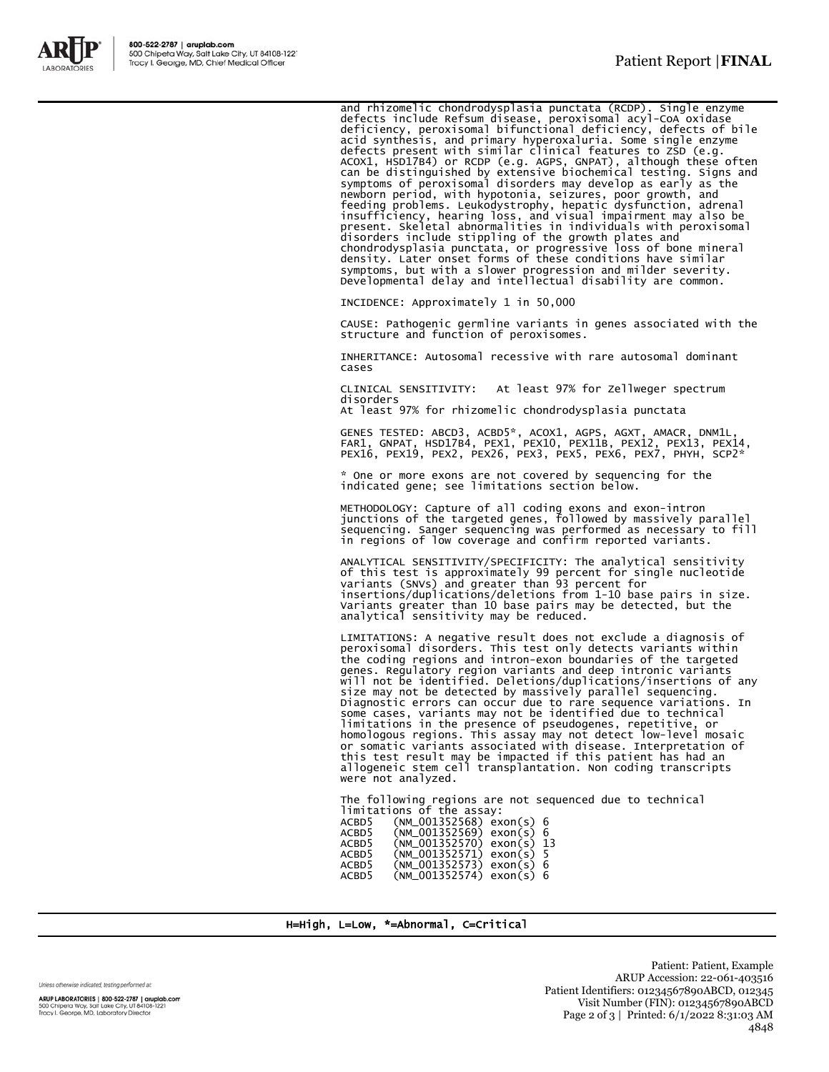and rhizomelic chondrodysplasia punctata (RCDP). Single enzyme defects include Refsum disease, peroxisomal acyl-CoA oxidase deficiency, peroxisomal bifunctional deficiency, defects of bile acid synthesis, and primary hyperoxaluria. Some single enzyme defects present with similar clinical features to ZSD (e.g. ACOX1, HSD17B4) or RCDP (e.g. AGPS, GNPAT), although these often can be distinguished by extensive biochemical testing. Signs and symptoms of peroxisomal disorders may develop as early as the newborn period, with hypotonia, seizures, poor growth, and feeding problems. Leukodystrophy, hepatic dysfunction, adrenal insufficiency, hearing loss, and visual impairment may also be present. Skeletal abnormalities in individuals with peroxisomal disorders include stippling of the growth plates and chondrodysplasia punctata, or progressive loss of bone mineral density. Later onset forms of these conditions have similar symptoms, but with a slower progression and milder severity. Developmental delay and intellectual disability are common.

INCIDENCE: Approximately 1 in 50,000

CAUSE: Pathogenic germline variants in genes associated with the structure and function of peroxisomes.

INHERITANCE: Autosomal recessive with rare autosomal dominant cases

CLINICAL SENSITIVITY: At least 97% for Zellweger spectrum disorders
At least 97% for rhizomelic chondrodysplasia punctata

GENES TESTED: ABCD3, ACBD5*, ACOX1, AGPS, AGXT, AMACR, DNM1L, FAR1, GNPAT, HSD17B4, PEX1, PEX10, PEX11B, PEX12, PEX13, PEX14, PEX16, PEX19, PEX2, PEX26, PEX3, PEX5, PEX6, PEX7, PHYH, SCP2*

* One or more exons are not covered by sequencing for the indicated gene; see limitations section below.

METHODOLOGY: Capture of all coding exons and exon-intron junctions of the targeted genes, followed by massively parallel sequencing. Sanger sequencing was performed as necessary to fill in regions of low coverage and confirm reported variants.

ANALYTICAL SENSITIVITY/SPECIFICITY: The analytical sensitivity of this test is approximately 99 percent for single nucleotide variants (SNVs) and greater than 93 percent for insertions/duplications/deletions from 1-10 base pairs in size. Variants greater than 10 base pairs may be detected, but the analytical sensitivity may be reduced.

LIMITATIONS: A negative result does not exclude a diagnosis of peroxisomal disorders. This test only detects variants within the coding regions and intron-exon boundaries of the targeted genes. Regulatory region variants and deep intronic variants will not be identified. Deletions/duplications/insertions of any size may not be detected by massively parallel sequencing. Diagnostic errors can occur due to rare sequence variations. In some cases, variants may not be identified due to technical limitations in the presence of pseudogenes, repetitive, or homologous regions. This assay may not detect low-level mosaic or somatic variants associated with disease. Interpretation of this test result may be impacted if this patient has had an allogeneic stem cell transplantation. Non coding transcripts were not analyzed.

The following regions are not sequenced due to technical limitations of the assay:

```
ACBD5   (NM_001352568) exon(s) 6
ACBD5   (NM_001352569) exon(s) 6
ACBD5   (NM_001352570) exon(s) 13
ACBD5   (NM_001352571) exon(s) 5
ACBD5   (NM_001352573) exon(s) 6
ACBD5   (NM_001352574) exon(s) 6
```

H=High, L=Low, *=Abnormal, C=Critical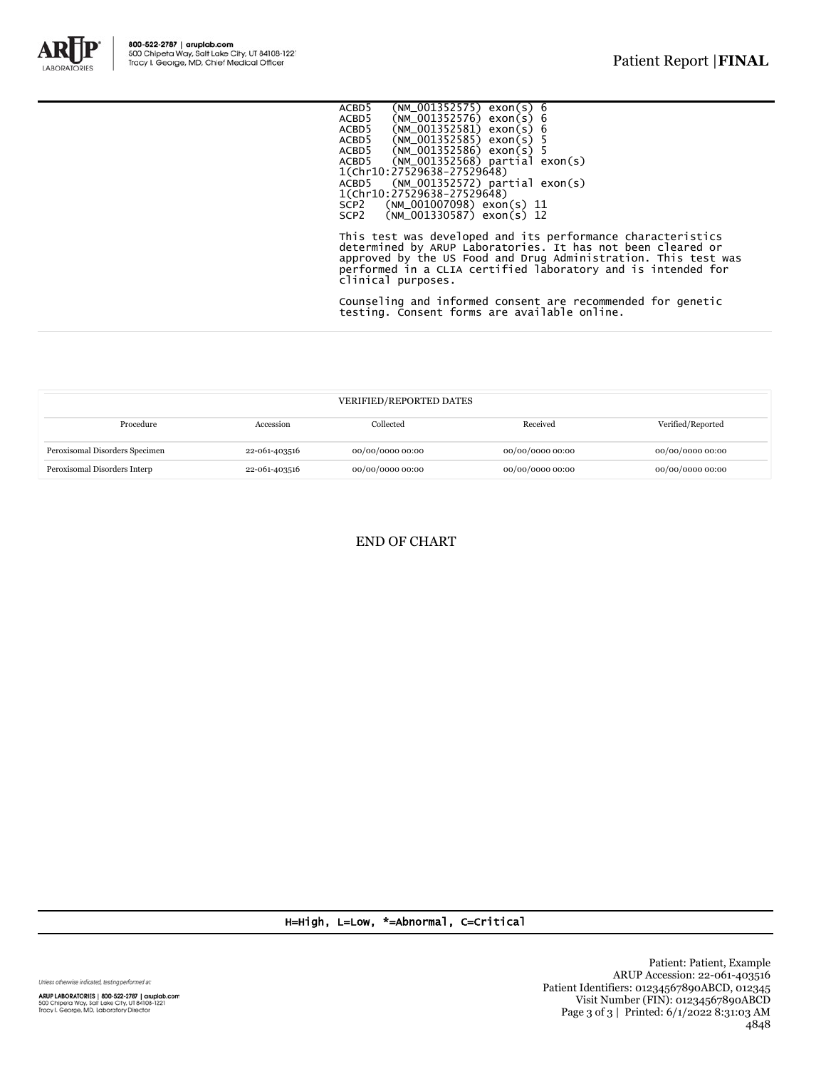ACBD5 (NM_001352575) exon(s) 6
ACBD5 (NM_001352576) exon(s) 6
ACBD5 (NM_001352581) exon(s) 6
ACBD5 (NM_001352585) exon(s) 5
ACBD5 (NM_001352586) exon(s) 5
ACBD5 (NM_001352568) partial exon(s) 1(Chr10:27529638-27529648)
ACBD5 (NM_001352572) partial exon(s) 1(Chr10:27529638-27529648)
SCP2 (NM_001007098) exon(s) 11
SCP2 (NM_001330587) exon(s) 12

This test was developed and its performance characteristics determined by ARUP Laboratories. It has not been cleared or approved by the US Food and Drug Administration. This test was performed in a CLIA certified laboratory and is intended for clinical purposes.

Counseling and informed consent are recommended for genetic testing. Consent forms are available online.

VERIFIED/REPORTED DATES

| Procedure | Accession | Collected | Received | Verified/Reported |
|---|---|---|---|---|
| Peroxisomal Disorders Specimen | 22-061-403516 | 00/00/0000 00:00 | 00/00/0000 00:00 | 00/00/0000 00:00 |
| Peroxisomal Disorders Interp | 22-061-403516 | 00/00/0000 00:00 | 00/00/0000 00:00 | 00/00/0000 00:00 |

END OF CHART

H=High, L=Low, *=Abnormal, C=Critical